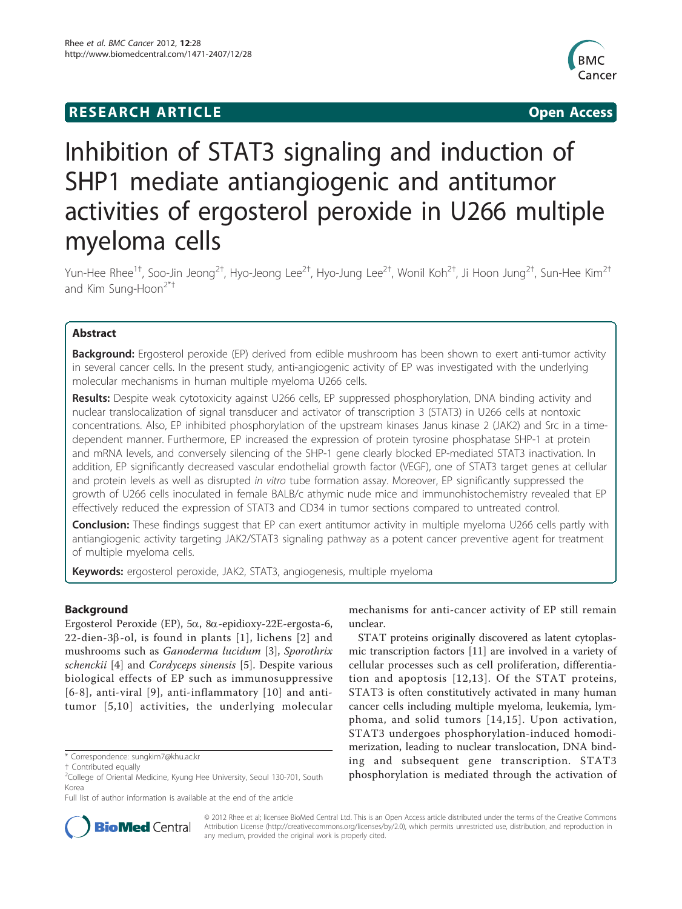RESEARCH ARTICLE

Open Access

# Inhibition of STAT3 signaling and induction of SHP1 mediate antiangiogenic and antitumor activities of ergosterol peroxide in U266 multiple myeloma cells

Yun-Hee Rhee[1†], Soo-Jin Jeong[2†], Hyo-Jeong Lee[2†], Hyo-Jung Lee[2†], Wonil Koh[2†], Ji Hoon Jung[2†], Sun-Hee Kim[2†] and Kim Sung-Hoon[2*†]

## Abstract

**Background:** Ergosterol peroxide (EP) derived from edible mushroom has been shown to exert anti-tumor activity in several cancer cells. In the present study, anti-angiogenic activity of EP was investigated with the underlying molecular mechanisms in human multiple myeloma U266 cells.

**Results:** Despite weak cytotoxicity against U266 cells, EP suppressed phosphorylation, DNA binding activity and nuclear translocalization of signal transducer and activator of transcription 3 (STAT3) in U266 cells at nontoxic concentrations. Also, EP inhibited phosphorylation of the upstream kinases Janus kinase 2 (JAK2) and Src in a time-dependent manner. Furthermore, EP increased the expression of protein tyrosine phosphatase SHP-1 at protein and mRNA levels, and conversely silencing of the SHP-1 gene clearly blocked EP-mediated STAT3 inactivation. In addition, EP significantly decreased vascular endothelial growth factor (VEGF), one of STAT3 target genes at cellular and protein levels as well as disrupted *in vitro* tube formation assay. Moreover, EP significantly suppressed the growth of U266 cells inoculated in female BALB/c athymic nude mice and immunohistochemistry revealed that EP effectively reduced the expression of STAT3 and CD34 in tumor sections compared to untreated control.

**Conclusion:** These findings suggest that EP can exert antitumor activity in multiple myeloma U266 cells partly with antiangiogenic activity targeting JAK2/STAT3 signaling pathway as a potent cancer preventive agent for treatment of multiple myeloma cells.

**Keywords:** ergosterol peroxide, JAK2, STAT3, angiogenesis, multiple myeloma

## Background

Ergosterol Peroxide (EP), 5α, 8α-epidioxy-22E-ergosta-6, 22-dien-3β-ol, is found in plants [1], lichens [2] and mushrooms such as *Ganoderma lucidum* [3], *Sporothrix schenckii* [4] and *Cordyceps sinensis* [5]. Despite various biological effects of EP such as immunosuppressive [6-8], anti-viral [9], anti-inflammatory [10] and anti-tumor [5,10] activities, the underlying molecular mechanisms for anti-cancer activity of EP still remain unclear.

STAT proteins originally discovered as latent cytoplasmic transcription factors [11] are involved in a variety of cellular processes such as cell proliferation, differentiation and apoptosis [12,13]. Of the STAT proteins, STAT3 is often constitutively activated in many human cancer cells including multiple myeloma, leukemia, lymphoma, and solid tumors [14,15]. Upon activation, STAT3 undergoes phosphorylation-induced homodimerization, leading to nuclear translocation, DNA binding and subsequent gene transcription. STAT3 phosphorylation is mediated through the activation of

\* Correspondence: sungkim7@khu.ac.kr

† Contributed equally

[2]College of Oriental Medicine, Kyung Hee University, Seoul 130-701, South Korea

Full list of author information is available at the end of the article

© 2012 Rhee et al; licensee BioMed Central Ltd. This is an Open Access article distributed under the terms of the Creative Commons Attribution License (http://creativecommons.org/licenses/by/2.0), which permits unrestricted use, distribution, and reproduction in any medium, provided the original work is properly cited.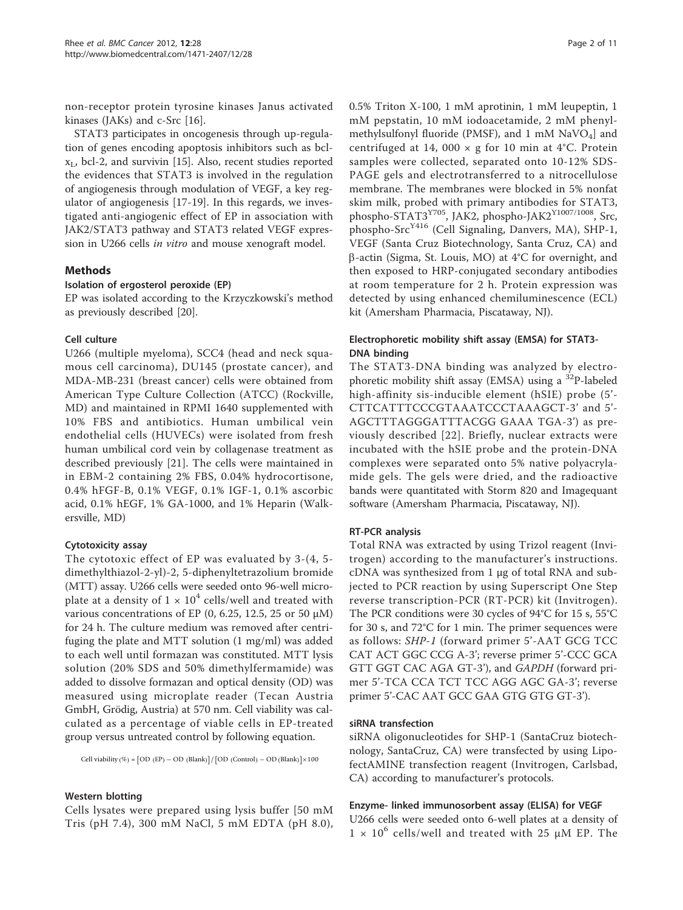non-receptor protein tyrosine kinases Janus activated kinases (JAKs) and c-Src [16].

STAT3 participates in oncogenesis through up-regulation of genes encoding apoptosis inhibitors such as bcl-$x_L$, bcl-2, and survivin [15]. Also, recent studies reported the evidences that STAT3 is involved in the regulation of angiogenesis through modulation of VEGF, a key regulator of angiogenesis [17-19]. In this regards, we investigated anti-angiogenic effect of EP in association with JAK2/STAT3 pathway and STAT3 related VEGF expression in U266 cells *in vitro* and mouse xenograft model.

## Methods

### Isolation of ergosterol peroxide (EP)

EP was isolated according to the Krzyczkowski's method as previously described [20].

### Cell culture

U266 (multiple myeloma), SCC4 (head and neck squamous cell carcinoma), DU145 (prostate cancer), and MDA-MB-231 (breast cancer) cells were obtained from American Type Culture Collection (ATCC) (Rockville, MD) and maintained in RPMI 1640 supplemented with 10% FBS and antibiotics. Human umbilical vein endothelial cells (HUVECs) were isolated from fresh human umbilical cord vein by collagenase treatment as described previously [21]. The cells were maintained in EBM-2 containing 2% FBS, 0.04% hydrocortisone, 0.4% hFGF-B, 0.1% VEGF, 0.1% IGF-1, 0.1% ascorbic acid, 0.1% hEGF, 1% GA-1000, and 1% Heparin (Walkersville, MD)

### Cytotoxicity assay

The cytotoxic effect of EP was evaluated by 3-(4, 5-dimethylthiazol-2-yl)-2, 5-diphenyltetrazolium bromide (MTT) assay. U266 cells were seeded onto 96-well microplate at a density of $1 \times 10^4$ cells/well and treated with various concentrations of EP (0, 6.25, 12.5, 25 or 50 μM) for 24 h. The culture medium was removed after centrifuging the plate and MTT solution (1 mg/ml) was added to each well until formazan was constituted. MTT lysis solution (20% SDS and 50% dimethylfermamide) was added to dissolve formazan and optical density (OD) was measured using microplate reader (Tecan Austria GmbH, Grödig, Austria) at 570 nm. Cell viability was calculated as a percentage of viable cells in EP-treated group versus untreated control by following equation.

$$\text{Cell viability (\%)} = [\text{OD (EP)} - \text{OD (Blank)}] / [\text{OD (Control)} - \text{OD (Blank)}] \times 100$$

### Western blotting

Cells lysates were prepared using lysis buffer [50 mM Tris (pH 7.4), 300 mM NaCl, 5 mM EDTA (pH 8.0), 0.5% Triton X-100, 1 mM aprotinin, 1 mM leupeptin, 1 mM pepstatin, 10 mM iodoacetamide, 2 mM phenylmethylsulfonyl fluoride (PMSF), and 1 mM $NaVO_4$] and centrifuged at 14, 000 × g for 10 min at 4°C. Protein samples were collected, separated onto 10-12% SDS-PAGE gels and electrotransferred to a nitrocellulose membrane. The membranes were blocked in 5% nonfat skim milk, probed with primary antibodies for STAT3, phospho-STAT3$^{Y705}$, JAK2, phospho-JAK2$^{Y1007/1008}$, Src, phospho-Src$^{Y416}$ (Cell Signaling, Danvers, MA), SHP-1, VEGF (Santa Cruz Biotechnology, Santa Cruz, CA) and β-actin (Sigma, St. Louis, MO) at 4°C for overnight, and then exposed to HRP-conjugated secondary antibodies at room temperature for 2 h. Protein expression was detected by using enhanced chemiluminescence (ECL) kit (Amersham Pharmacia, Piscataway, NJ).

### Electrophoretic mobility shift assay (EMSA) for STAT3-DNA binding

The STAT3-DNA binding was analyzed by electrophoretic mobility shift assay (EMSA) using a $^{32}$P-labeled high-affinity sis-inducible element (hSIE) probe (5'-CTTCATTTCCCGTAAATCCCTAAAGCT-3' and 5'-AGCTTTAGGGATTTACGG GAAA TGA-3') as previously described [22]. Briefly, nuclear extracts were incubated with the hSIE probe and the protein-DNA complexes were separated onto 5% native polyacrylamide gels. The gels were dried, and the radioactive bands were quantitated with Storm 820 and Imagequant software (Amersham Pharmacia, Piscataway, NJ).

### RT-PCR analysis

Total RNA was extracted by using Trizol reagent (Invitrogen) according to the manufacturer's instructions. cDNA was synthesized from 1 μg of total RNA and subjected to PCR reaction by using Superscript One Step reverse transcription-PCR (RT-PCR) kit (Invitrogen). The PCR conditions were 30 cycles of 94°C for 15 s, 55°C for 30 s, and 72°C for 1 min. The primer sequences were as follows: *SHP-1* (forward primer 5'-AAT GCG TCC CAT ACT GGC CCG A-3'; reverse primer 5'-CCC GCA GTT GGT CAC AGA GT-3'), and *GAPDH* (forward primer 5'-TCA CCA TCT TCC AGG AGC GA-3'; reverse primer 5'-CAC AAT GCC GAA GTG GTG GT-3').

### siRNA transfection

siRNA oligonucleotides for SHP-1 (SantaCruz biotechnology, SantaCruz, CA) were transfected by using LipofectAMINE transfection reagent (Invitrogen, Carlsbad, CA) according to manufacturer's protocols.

### Enzyme- linked immunosorbent assay (ELISA) for VEGF

U266 cells were seeded onto 6-well plates at a density of $1 \times 10^6$ cells/well and treated with 25 μM EP. The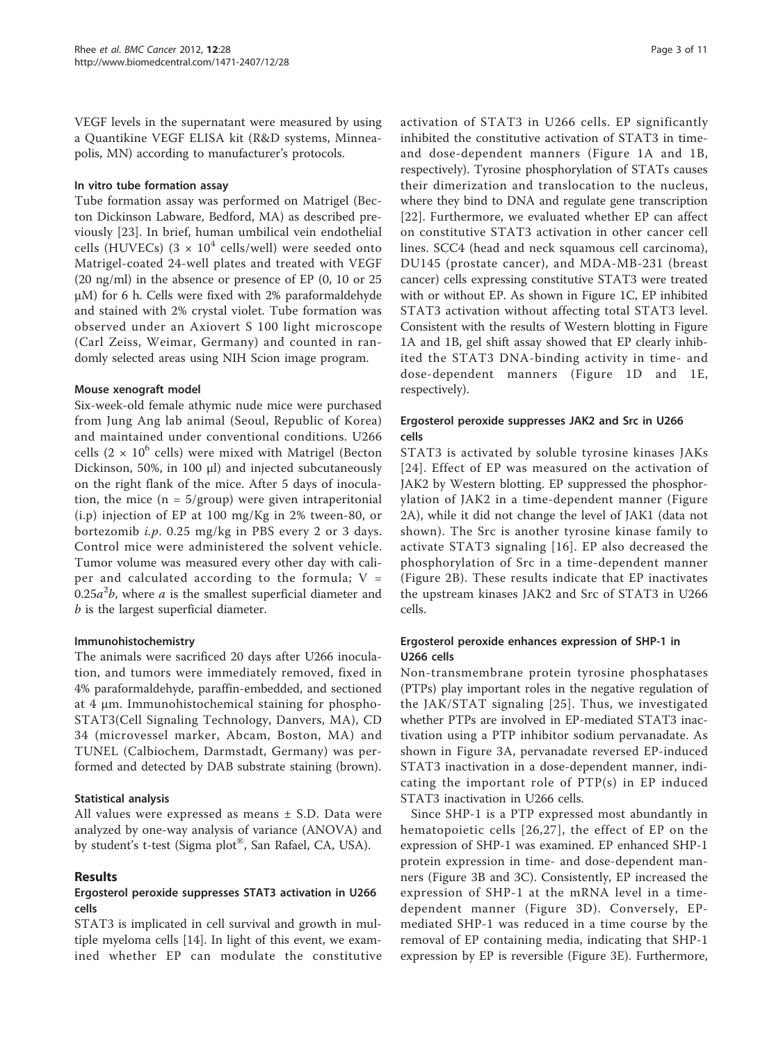VEGF levels in the supernatant were measured by using a Quantikine VEGF ELISA kit (R&D systems, Minneapolis, MN) according to manufacturer's protocols.

### In vitro tube formation assay

Tube formation assay was performed on Matrigel (Becton Dickinson Labware, Bedford, MA) as described previously [23]. In brief, human umbilical vein endothelial cells (HUVECs) ($3 \times 10^4$ cells/well) were seeded onto Matrigel-coated 24-well plates and treated with VEGF (20 ng/ml) in the absence or presence of EP (0, 10 or 25 μM) for 6 h. Cells were fixed with 2% paraformaldehyde and stained with 2% crystal violet. Tube formation was observed under an Axiovert S 100 light microscope (Carl Zeiss, Weimar, Germany) and counted in randomly selected areas using NIH Scion image program.

### Mouse xenograft model

Six-week-old female athymic nude mice were purchased from Jung Ang lab animal (Seoul, Republic of Korea) and maintained under conventional conditions. U266 cells ($2 \times 10^6$ cells) were mixed with Matrigel (Becton Dickinson, 50%, in 100 μl) and injected subcutaneously on the right flank of the mice. After 5 days of inoculation, the mice (n = 5/group) were given intraperitonial (i.p) injection of EP at 100 mg/Kg in 2% tween-80, or bortezomib *i.p.* 0.25 mg/kg in PBS every 2 or 3 days. Control mice were administered the solvent vehicle. Tumor volume was measured every other day with caliper and calculated according to the formula; $V = 0.25a^2b$, where $a$ is the smallest superficial diameter and $b$ is the largest superficial diameter.

### Immunohistochemistry

The animals were sacrificed 20 days after U266 inoculation, and tumors were immediately removed, fixed in 4% paraformaldehyde, paraffin-embedded, and sectioned at 4 μm. Immunohistochemical staining for phospho-STAT3(Cell Signaling Technology, Danvers, MA), CD 34 (microvessel marker, Abcam, Boston, MA) and TUNEL (Calbiochem, Darmstadt, Germany) was performed and detected by DAB substrate staining (brown).

### Statistical analysis

All values were expressed as means ± S.D. Data were analyzed by one-way analysis of variance (ANOVA) and by student's t-test (Sigma plot®, San Rafael, CA, USA).

## Results

### Ergosterol peroxide suppresses STAT3 activation in U266 cells

STAT3 is implicated in cell survival and growth in multiple myeloma cells [14]. In light of this event, we examined whether EP can modulate the constitutive activation of STAT3 in U266 cells. EP significantly inhibited the constitutive activation of STAT3 in time- and dose-dependent manners (Figure 1A and 1B, respectively). Tyrosine phosphorylation of STATs causes their dimerization and translocation to the nucleus, where they bind to DNA and regulate gene transcription [22]. Furthermore, we evaluated whether EP can affect on constitutive STAT3 activation in other cancer cell lines. SCC4 (head and neck squamous cell carcinoma), DU145 (prostate cancer), and MDA-MB-231 (breast cancer) cells expressing constitutive STAT3 were treated with or without EP. As shown in Figure 1C, EP inhibited STAT3 activation without affecting total STAT3 level. Consistent with the results of Western blotting in Figure 1A and 1B, gel shift assay showed that EP clearly inhibited the STAT3 DNA-binding activity in time- and dose-dependent manners (Figure 1D and 1E, respectively).

### Ergosterol peroxide suppresses JAK2 and Src in U266 cells

STAT3 is activated by soluble tyrosine kinases JAKs [24]. Effect of EP was measured on the activation of JAK2 by Western blotting. EP suppressed the phosphorylation of JAK2 in a time-dependent manner (Figure 2A), while it did not change the level of JAK1 (data not shown). The Src is another tyrosine kinase family to activate STAT3 signaling [16]. EP also decreased the phosphorylation of Src in a time-dependent manner (Figure 2B). These results indicate that EP inactivates the upstream kinases JAK2 and Src of STAT3 in U266 cells.

### Ergosterol peroxide enhances expression of SHP-1 in U266 cells

Non-transmembrane protein tyrosine phosphatases (PTPs) play important roles in the negative regulation of the JAK/STAT signaling [25]. Thus, we investigated whether PTPs are involved in EP-mediated STAT3 inactivation using a PTP inhibitor sodium pervanadate. As shown in Figure 3A, pervanadate reversed EP-induced STAT3 inactivation in a dose-dependent manner, indicating the important role of PTP(s) in EP induced STAT3 inactivation in U266 cells.

Since SHP-1 is a PTP expressed most abundantly in hematopoietic cells [26,27], the effect of EP on the expression of SHP-1 was examined. EP enhanced SHP-1 protein expression in time- and dose-dependent manners (Figure 3B and 3C). Consistently, EP increased the expression of SHP-1 at the mRNA level in a time-dependent manner (Figure 3D). Conversely, EP-mediated SHP-1 was reduced in a time course by the removal of EP containing media, indicating that SHP-1 expression by EP is reversible (Figure 3E). Furthermore,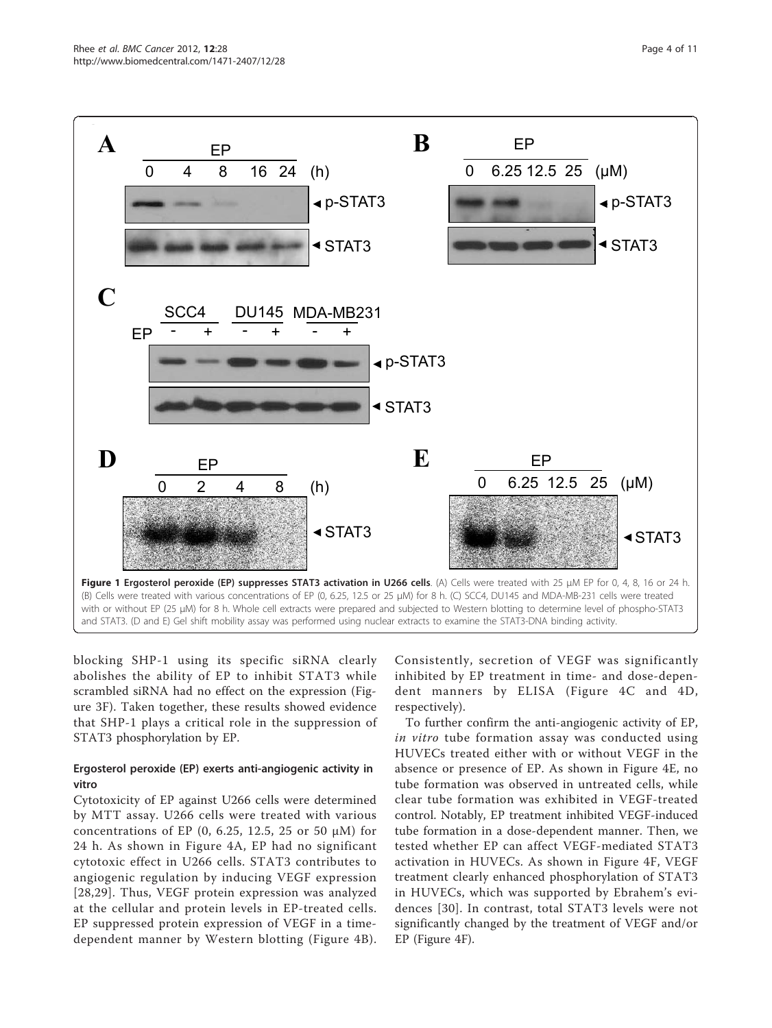**Figure 1 Ergosterol peroxide (EP) suppresses STAT3 activation in U266 cells**. (A) Cells were treated with 25 μM EP for 0, 4, 8, 16 or 24 h. (B) Cells were treated with various concentrations of EP (0, 6.25, 12.5 or 25 μM) for 8 h. (C) SCC4, DU145 and MDA-MB-231 cells were treated with or without EP (25 μM) for 8 h. Whole cell extracts were prepared and subjected to Western blotting to determine level of phospho-STAT3 and STAT3. (D and E) Gel shift mobility assay was performed using nuclear extracts to examine the STAT3-DNA binding activity.

blocking SHP-1 using its specific siRNA clearly abolishes the ability of EP to inhibit STAT3 while scrambled siRNA had no effect on the expression (Figure 3F). Taken together, these results showed evidence that SHP-1 plays a critical role in the suppression of STAT3 phosphorylation by EP.

### Ergosterol peroxide (EP) exerts anti-angiogenic activity in vitro

Cytotoxicity of EP against U266 cells were determined by MTT assay. U266 cells were treated with various concentrations of EP (0, 6.25, 12.5, 25 or 50 μM) for 24 h. As shown in Figure 4A, EP had no significant cytotoxic effect in U266 cells. STAT3 contributes to angiogenic regulation by inducing VEGF expression [28,29]. Thus, VEGF protein expression was analyzed at the cellular and protein levels in EP-treated cells. EP suppressed protein expression of VEGF in a time-dependent manner by Western blotting (Figure 4B). Consistently, secretion of VEGF was significantly inhibited by EP treatment in time- and dose-dependent manners by ELISA (Figure 4C and 4D, respectively).

To further confirm the anti-angiogenic activity of EP, *in vitro* tube formation assay was conducted using HUVECs treated either with or without VEGF in the absence or presence of EP. As shown in Figure 4E, no tube formation was observed in untreated cells, while clear tube formation was exhibited in VEGF-treated control. Notably, EP treatment inhibited VEGF-induced tube formation in a dose-dependent manner. Then, we tested whether EP can affect VEGF-mediated STAT3 activation in HUVECs. As shown in Figure 4F, VEGF treatment clearly enhanced phosphorylation of STAT3 in HUVECs, which was supported by Ebrahem's evidences [30]. In contrast, total STAT3 levels were not significantly changed by the treatment of VEGF and/or EP (Figure 4F).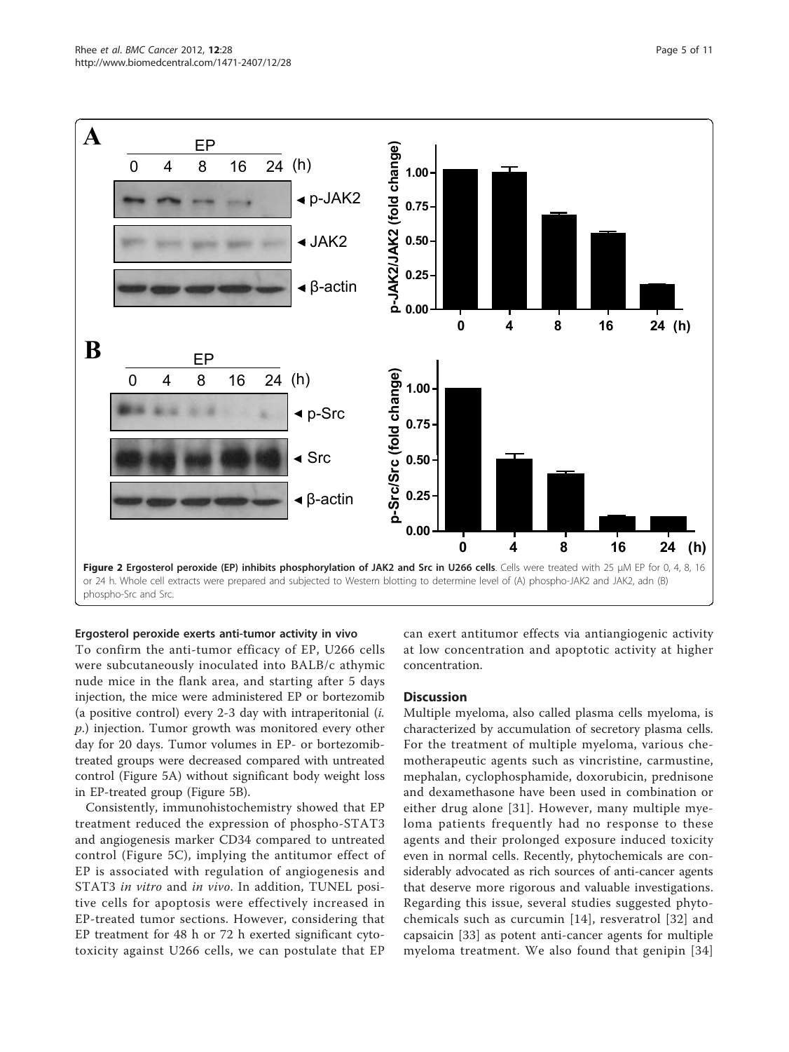Figure 2 Ergosterol peroxide (EP) inhibits phosphorylation of JAK2 and Src in U266 cells. Cells were treated with 25 μM EP for 0, 4, 8, 16 or 24 h. Whole cell extracts were prepared and subjected to Western blotting to determine level of (A) phospho-JAK2 and JAK2, adn (B) phospho-Src and Src.

### Ergosterol peroxide exerts anti-tumor activity in vivo

To confirm the anti-tumor efficacy of EP, U266 cells were subcutaneously inoculated into BALB/c athymic nude mice in the flank area, and starting after 5 days injection, the mice were administered EP or bortezomib (a positive control) every 2-3 day with intraperitonial (*i. p.*) injection. Tumor growth was monitored every other day for 20 days. Tumor volumes in EP- or bortezomib-treated groups were decreased compared with untreated control (Figure 5A) without significant body weight loss in EP-treated group (Figure 5B).

Consistently, immunohistochemistry showed that EP treatment reduced the expression of phospho-STAT3 and angiogenesis marker CD34 compared to untreated control (Figure 5C), implying the antitumor effect of EP is associated with regulation of angiogenesis and STAT3 *in vitro* and *in vivo*. In addition, TUNEL positive cells for apoptosis were effectively increased in EP-treated tumor sections. However, considering that EP treatment for 48 h or 72 h exerted significant cytotoxicity against U266 cells, we can postulate that EP can exert antitumor effects via antiangiogenic activity at low concentration and apoptotic activity at higher concentration.

## Discussion

Multiple myeloma, also called plasma cells myeloma, is characterized by accumulation of secretory plasma cells. For the treatment of multiple myeloma, various chemotherapeutic agents such as vincristine, carmustine, mephalan, cyclophosphamide, doxorubicin, prednisone and dexamethasone have been used in combination or either drug alone [31]. However, many multiple myeloma patients frequently had no response to these agents and their prolonged exposure induced toxicity even in normal cells. Recently, phytochemicals are considerably advocated as rich sources of anti-cancer agents that deserve more rigorous and valuable investigations. Regarding this issue, several studies suggested phytochemicals such as curcumin [14], resveratrol [32] and capsaicin [33] as potent anti-cancer agents for multiple myeloma treatment. We also found that genipin [34]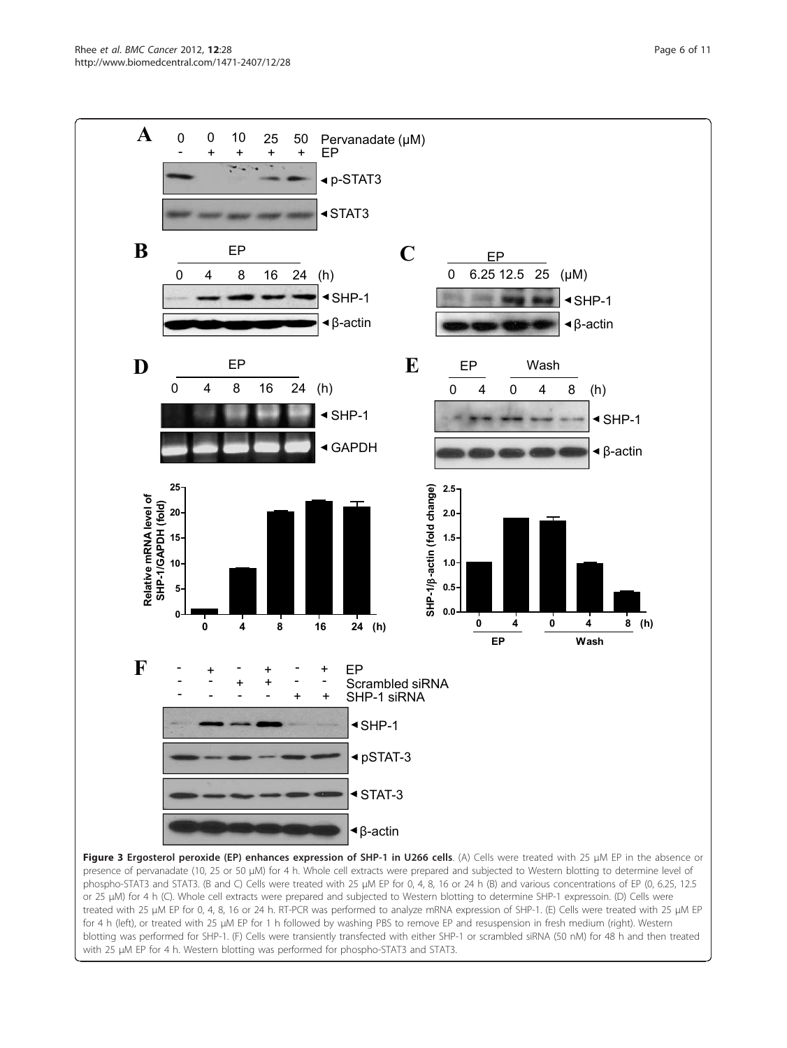**Figure 3 Ergosterol peroxide (EP) enhances expression of SHP-1 in U266 cells**. (A) Cells were treated with 25 μM EP in the absence or presence of pervanadate (10, 25 or 50 μM) for 4 h. Whole cell extracts were prepared and subjected to Western blotting to determine level of phospho-STAT3 and STAT3. (B and C) Cells were treated with 25 μM EP for 0, 4, 8, 16 or 24 h (B) and various concentrations of EP (0, 6.25, 12.5 or 25 μM) for 4 h (C). Whole cell extracts were prepared and subjected to Western blotting to determine SHP-1 expressoin. (D) Cells were treated with 25 μM EP for 0, 4, 8, 16 or 24 h. RT-PCR was performed to analyze mRNA expression of SHP-1. (E) Cells were treated with 25 μM EP for 4 h (left), or treated with 25 μM EP for 1 h followed by washing PBS to remove EP and resuspension in fresh medium (right). Western blotting was performed for SHP-1. (F) Cells were transiently transfected with either SHP-1 or scrambled siRNA (50 nM) for 48 h and then treated with 25 μM EP for 4 h. Western blotting was performed for phospho-STAT3 and STAT3.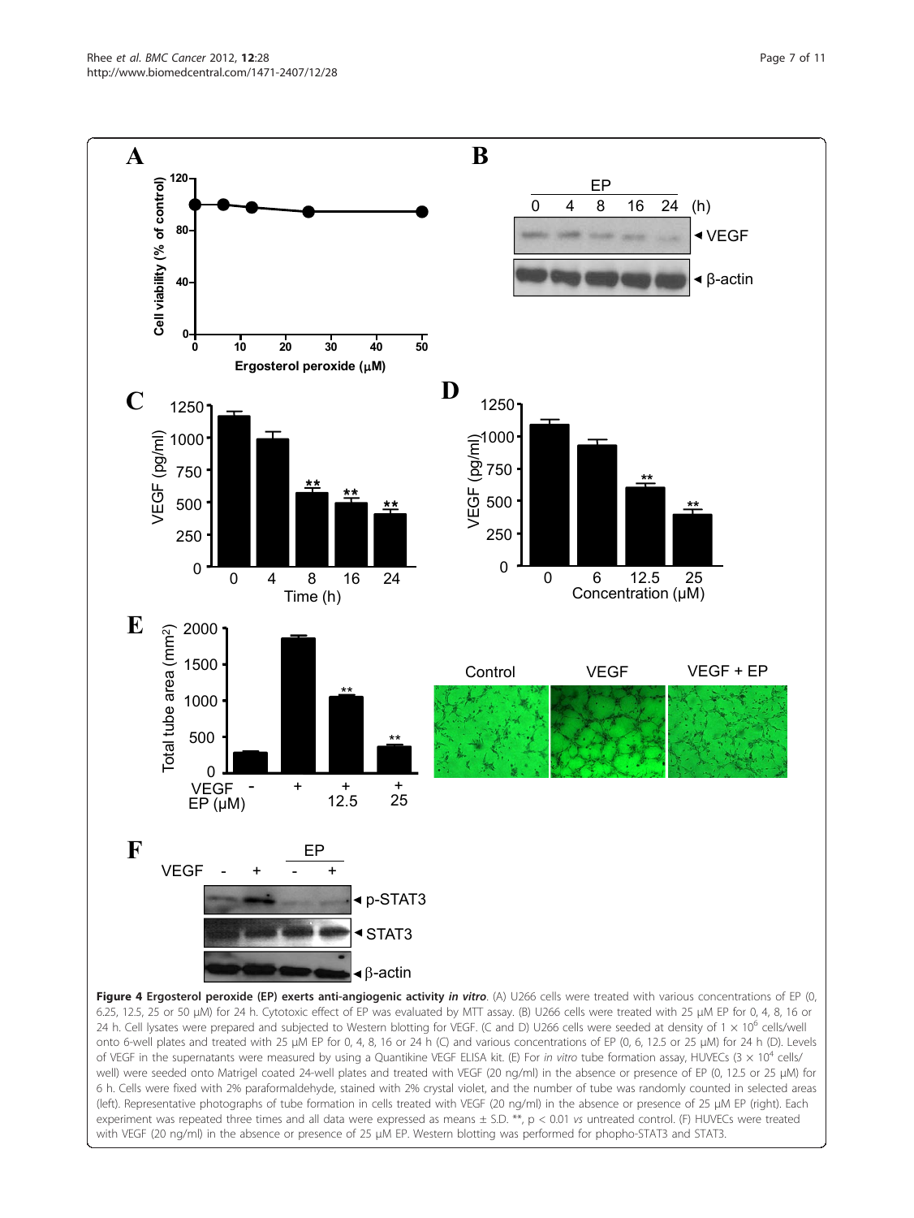**Figure 4 Ergosterol peroxide (EP) exerts anti-angiogenic activity *in vitro*.** (A) U266 cells were treated with various concentrations of EP (0, 6.25, 12.5, 25 or 50 μM) for 24 h. Cytotoxic effect of EP was evaluated by MTT assay. (B) U266 cells were treated with 25 μM EP for 0, 4, 8, 16 or 24 h. Cell lysates were prepared and subjected to Western blotting for VEGF. (C and D) U266 cells were seeded at density of $1 \times 10^6$ cells/well onto 6-well plates and treated with 25 μM EP for 0, 4, 8, 16 or 24 h (C) and various concentrations of EP (0, 6, 12.5 or 25 μM) for 24 h (D). Levels of VEGF in the supernatants were measured by using a Quantikine VEGF ELISA kit. (E) For *in vitro* tube formation assay, HUVECs ($3 \times 10^4$ cells/well) were seeded onto Matrigel coated 24-well plates and treated with VEGF (20 ng/ml) in the absence or presence of EP (0, 12.5 or 25 μM) for 6 h. Cells were fixed with 2% paraformaldehyde, stained with 2% crystal violet, and the number of tube was randomly counted in selected areas (left). Representative photographs of tube formation in cells treated with VEGF (20 ng/ml) in the absence or presence of 25 μM EP (right). Each experiment was repeated three times and all data were expressed as means ± S.D. **, $p < 0.01$ *vs* untreated control. (F) HUVECs were treated with VEGF (20 ng/ml) in the absence or presence of 25 μM EP. Western blotting was performed for phospho-STAT3 and STAT3.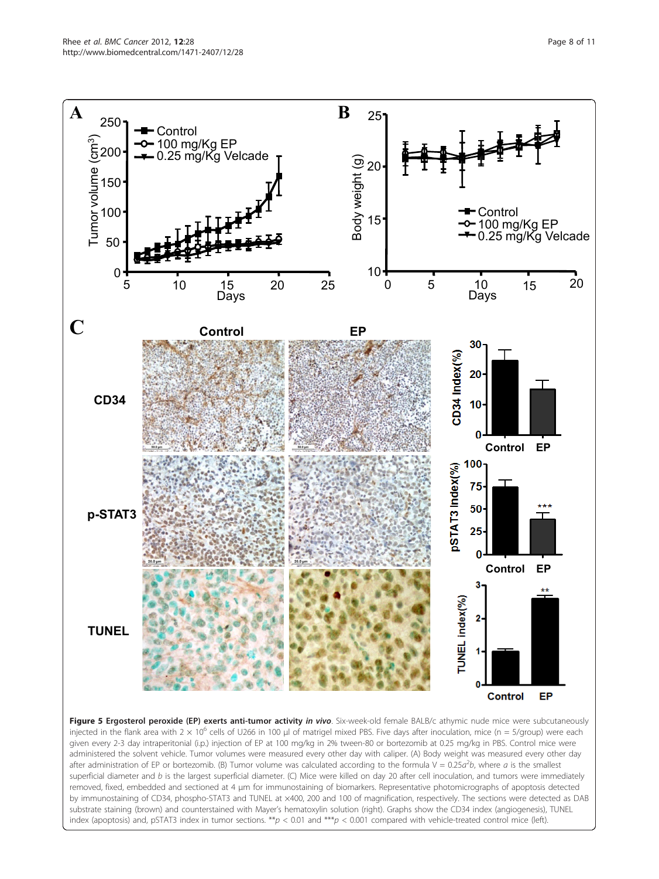**Figure 5 Ergosterol peroxide (EP) exerts anti-tumor activity *in vivo*.** Six-week-old female BALB/c athymic nude mice were subcutaneously injected in the flank area with $2 \times 10^6$ cells of U266 in 100 µl of matrigel mixed PBS. Five days after inoculation, mice (n = 5/group) were each given every 2-3 day intraperitonial (i.p.) injection of EP at 100 mg/kg in 2% tween-80 or bortezomib at 0.25 mg/kg in PBS. Control mice were administered the solvent vehicle. Tumor volumes were measured every other day with caliper. (A) Body weight was measured every other day after administration of EP or bortezomib. (B) Tumor volume was calculated according to the formula $V = 0.25a^2b$, where *a* is the smallest superficial diameter and *b* is the largest superficial diameter. (C) Mice were killed on day 20 after cell inoculation, and tumors were immediately removed, fixed, embedded and sectioned at 4 µm for immunostaining of biomarkers. Representative photomicrographs of apoptosis detected by immunostaining of CD34, phospho-STAT3 and TUNEL at ×400, 200 and 100 of magnification, respectively. The sections were detected as DAB substrate staining (brown) and counterstained with Mayer's hematoxylin solution (right). Graphs show the CD34 index (angiogenesis), TUNEL index (apoptosis) and, pSTAT3 index in tumor sections. $^{**}p < 0.01$ and $^{***}p < 0.001$ compared with vehicle-treated control mice (left).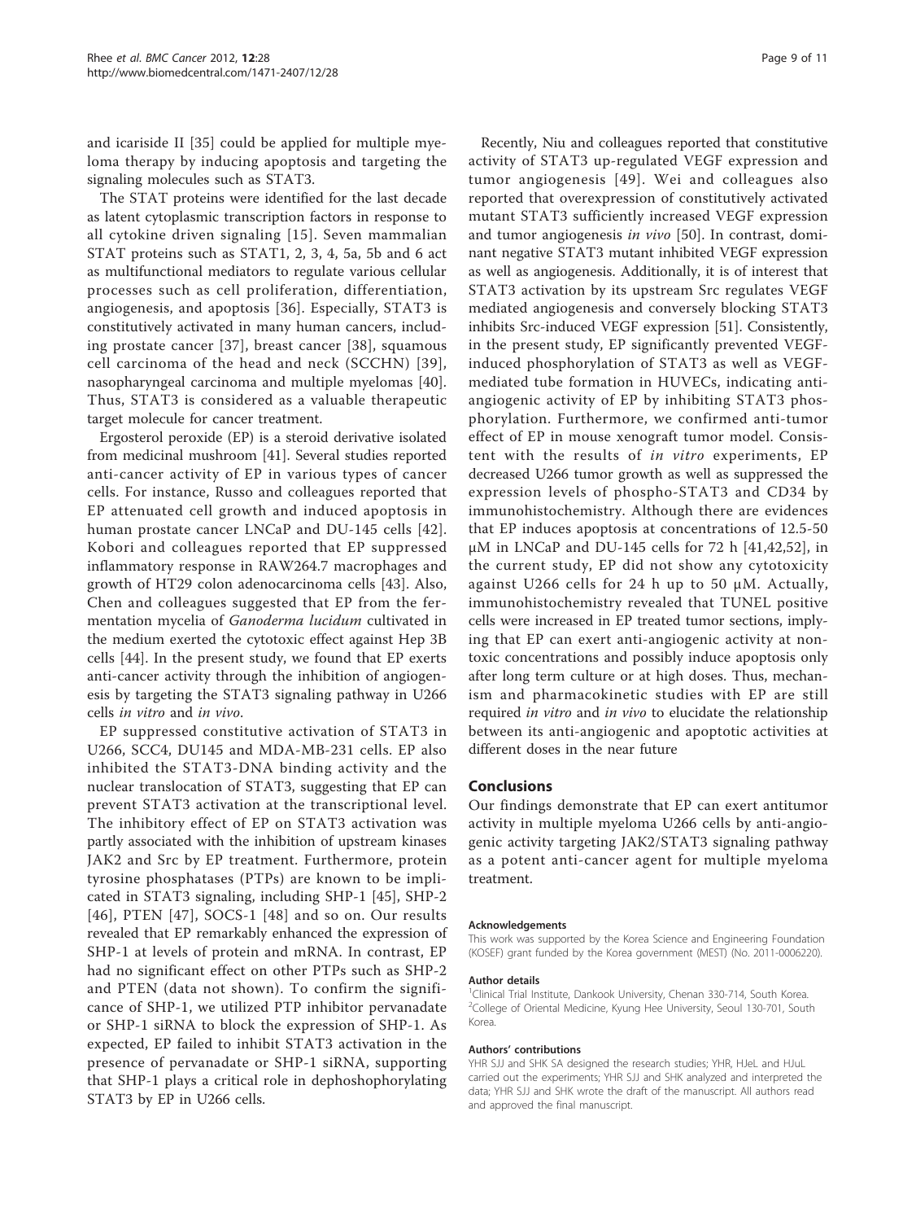and icariside II [35] could be applied for multiple myeloma therapy by inducing apoptosis and targeting the signaling molecules such as STAT3.

The STAT proteins were identified for the last decade as latent cytoplasmic transcription factors in response to all cytokine driven signaling [15]. Seven mammalian STAT proteins such as STAT1, 2, 3, 4, 5a, 5b and 6 act as multifunctional mediators to regulate various cellular processes such as cell proliferation, differentiation, angiogenesis, and apoptosis [36]. Especially, STAT3 is constitutively activated in many human cancers, including prostate cancer [37], breast cancer [38], squamous cell carcinoma of the head and neck (SCCHN) [39], nasopharyngeal carcinoma and multiple myelomas [40]. Thus, STAT3 is considered as a valuable therapeutic target molecule for cancer treatment.

Ergosterol peroxide (EP) is a steroid derivative isolated from medicinal mushroom [41]. Several studies reported anti-cancer activity of EP in various types of cancer cells. For instance, Russo and colleagues reported that EP attenuated cell growth and induced apoptosis in human prostate cancer LNCaP and DU-145 cells [42]. Kobori and colleagues reported that EP suppressed inflammatory response in RAW264.7 macrophages and growth of HT29 colon adenocarcinoma cells [43]. Also, Chen and colleagues suggested that EP from the fermentation mycelia of *Ganoderma lucidum* cultivated in the medium exerted the cytotoxic effect against Hep 3B cells [44]. In the present study, we found that EP exerts anti-cancer activity through the inhibition of angiogenesis by targeting the STAT3 signaling pathway in U266 cells *in vitro* and *in vivo*.

EP suppressed constitutive activation of STAT3 in U266, SCC4, DU145 and MDA-MB-231 cells. EP also inhibited the STAT3-DNA binding activity and the nuclear translocation of STAT3, suggesting that EP can prevent STAT3 activation at the transcriptional level. The inhibitory effect of EP on STAT3 activation was partly associated with the inhibition of upstream kinases JAK2 and Src by EP treatment. Furthermore, protein tyrosine phosphatases (PTPs) are known to be implicated in STAT3 signaling, including SHP-1 [45], SHP-2 [46], PTEN [47], SOCS-1 [48] and so on. Our results revealed that EP remarkably enhanced the expression of SHP-1 at levels of protein and mRNA. In contrast, EP had no significant effect on other PTPs such as SHP-2 and PTEN (data not shown). To confirm the significance of SHP-1, we utilized PTP inhibitor pervanadate or SHP-1 siRNA to block the expression of SHP-1. As expected, EP failed to inhibit STAT3 activation in the presence of pervanadate or SHP-1 siRNA, supporting that SHP-1 plays a critical role in dephoshophorylating STAT3 by EP in U266 cells.

Recently, Niu and colleagues reported that constitutive activity of STAT3 up-regulated VEGF expression and tumor angiogenesis [49]. Wei and colleagues also reported that overexpression of constitutively activated mutant STAT3 sufficiently increased VEGF expression and tumor angiogenesis *in vivo* [50]. In contrast, dominant negative STAT3 mutant inhibited VEGF expression as well as angiogenesis. Additionally, it is of interest that STAT3 activation by its upstream Src regulates VEGF mediated angiogenesis and conversely blocking STAT3 inhibits Src-induced VEGF expression [51]. Consistently, in the present study, EP significantly prevented VEGF-induced phosphorylation of STAT3 as well as VEGF-mediated tube formation in HUVECs, indicating anti-angiogenic activity of EP by inhibiting STAT3 phosphorylation. Furthermore, we confirmed anti-tumor effect of EP in mouse xenograft tumor model. Consistent with the results of *in vitro* experiments, EP decreased U266 tumor growth as well as suppressed the expression levels of phospho-STAT3 and CD34 by immunohistochemistry. Although there are evidences that EP induces apoptosis at concentrations of 12.5-50 μM in LNCaP and DU-145 cells for 72 h [41,42,52], in the current study, EP did not show any cytotoxicity against U266 cells for 24 h up to 50 μM. Actually, immunohistochemistry revealed that TUNEL positive cells were increased in EP treated tumor sections, implying that EP can exert anti-angiogenic activity at non-toxic concentrations and possibly induce apoptosis only after long term culture or at high doses. Thus, mechanism and pharmacokinetic studies with EP are still required *in vitro* and *in vivo* to elucidate the relationship between its anti-angiogenic and apoptotic activities at different doses in the near future

## Conclusions

Our findings demonstrate that EP can exert antitumor activity in multiple myeloma U266 cells by anti-angiogenic activity targeting JAK2/STAT3 signaling pathway as a potent anti-cancer agent for multiple myeloma treatment.

#### Acknowledgements

This work was supported by the Korea Science and Engineering Foundation (KOSEF) grant funded by the Korea government (MEST) (No. 2011-0006220).

#### Author details

[1]Clinical Trial Institute, Dankook University, Chenan 330-714, South Korea. [2]College of Oriental Medicine, Kyung Hee University, Seoul 130-701, South Korea.

#### Authors' contributions

YHR SJJ and SHK SA designed the research studies; YHR, HJeL and HJuL carried out the experiments; YHR SJJ and SHK analyzed and interpreted the data; YHR SJJ and SHK wrote the draft of the manuscript. All authors read and approved the final manuscript.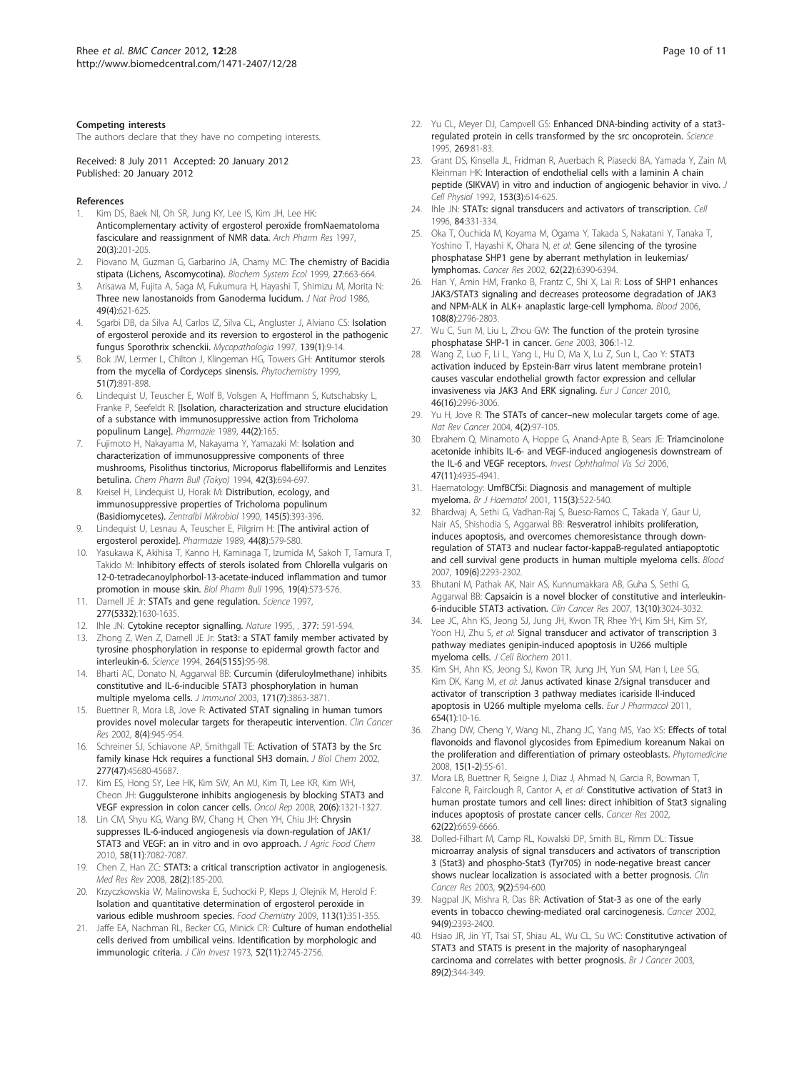#### Competing interests

The authors declare that they have no competing interests.

Received: 8 July 2011 Accepted: 20 January 2012
Published: 20 January 2012

#### References

1. Kim DS, Baek NI, Oh SR, Jung KY, Lee IS, Kim JH, Lee HK: **Anticomplementary activity of ergosterol peroxide fromNaematoloma fasciculare and reassignment of NMR data.** *Arch Pharm Res* 1997, **20(3)**:201-205.
2. Piovano M, Guzman G, Garbarino JA, Chamy MC: **The chemistry of Bacidia stipata (Lichens, Ascomycotina).** *Biochem System Ecol* 1999, **27**:663-664.
3. Arisawa M, Fujita A, Saga M, Fukumura H, Hayashi T, Shimizu M, Morita N: **Three new lanostanoids from Ganoderma lucidum.** *J Nat Prod* 1986, **49(4)**:621-625.
4. Sgarbi DB, da Silva AJ, Carlos IZ, Silva CL, Angluster J, Alviano CS: **Isolation of ergosterol peroxide and its reversion to ergosterol in the pathogenic fungus Sporothrix schenckii.** *Mycopathologia* 1997, **139(1)**:9-14.
5. Bok JW, Lermer L, Chilton J, Klingeman HG, Towers GH: **Antitumor sterols from the mycelia of Cordyceps sinensis.** *Phytochemistry* 1999, **51(7)**:891-898.
6. Lindequist U, Teuscher E, Wolf B, Volsgen A, Hoffmann S, Kutschabsky L, Franke P, Seefeldt R: **[Isolation, characterization and structure elucidation of a substance with immunosuppressive action from Tricholoma populinum Lange].** *Pharmazie* 1989, **44(2)**:165.
7. Fujimoto H, Nakayama M, Nakayama Y, Yamazaki M: **Isolation and characterization of immunosuppressive components of three mushrooms, Pisolithus tinctorius, Microporus flabelliformis and Lenzites betulina.** *Chem Pharm Bull (Tokyo)* 1994, **42(3)**:694-697.
8. Kreisel H, Lindequist U, Horak M: **Distribution, ecology, and immunosuppressive properties of Tricholoma populinum (Basidiomycetes).** *Zentralbl Mikrobiol* 1990, **145(5)**:393-396.
9. Lindequist U, Lesnau A, Teuscher E, Pilgrim H: **[The antiviral action of ergosterol peroxide].** *Pharmazie* 1989, **44(8)**:579-580.
10. Yasukawa K, Akihisa T, Kanno H, Kaminaga T, Izumida M, Sakoh T, Tamura T, Takido M: **Inhibitory effects of sterols isolated from Chlorella vulgaris on 12-0-tetradecanoylphorbol-13-acetate-induced inflammation and tumor promotion in mouse skin.** *Biol Pharm Bull* 1996, **19(4)**:573-576.
11. Darnell JE Jr: **STATs and gene regulation.** *Science* 1997, **277(5332)**:1630-1635.
12. Ihle JN: **Cytokine receptor signalling.** *Nature* 1995, , **377**: 591-594.
13. Zhong Z, Wen Z, Darnell JE Jr: **Stat3: a STAT family member activated by tyrosine phosphorylation in response to epidermal growth factor and interleukin-6.** *Science* 1994, **264(5155)**:95-98.
14. Bharti AC, Donato N, Aggarwal BB: **Curcumin (diferuloylmethane) inhibits constitutive and IL-6-inducible STAT3 phosphorylation in human multiple myeloma cells.** *J Immunol* 2003, **171(7)**:3863-3871.
15. Buettner R, Mora LB, Jove R: **Activated STAT signaling in human tumors provides novel molecular targets for therapeutic intervention.** *Clin Cancer Res* 2002, **8(4)**:945-954.
16. Schreiner SJ, Schiavone AP, Smithgall TE: **Activation of STAT3 by the Src family kinase Hck requires a functional SH3 domain.** *J Biol Chem* 2002, **277(47)**:45680-45687.
17. Kim ES, Hong SY, Lee HK, Kim SW, An MJ, Kim TI, Lee KR, Kim WH, Cheon JH: **Guggulsterone inhibits angiogenesis by blocking STAT3 and VEGF expression in colon cancer cells.** *Oncol Rep* 2008, **20(6)**:1321-1327.
18. Lin CM, Shyu KG, Wang BW, Chang H, Chen YH, Chiu JH: **Chrysin suppresses IL-6-induced angiogenesis via down-regulation of JAK1/ STAT3 and VEGF: an in vitro and in ovo approach.** *J Agric Food Chem* 2010, **58(11)**:7082-7087.
19. Chen Z, Han ZC: **STAT3: a critical transcription activator in angiogenesis.** *Med Res Rev* 2008, **28(2)**:185-200.
20. Krzyczkowskia W, Malinowska E, Suchocki P, Kleps J, Olejnik M, Herold F: **Isolation and quantitative determination of ergosterol peroxide in various edible mushroom species.** *Food Chemistry* 2009, **113(1)**:351-355.
21. Jaffe EA, Nachman RL, Becker CG, Minick CR: **Culture of human endothelial cells derived from umbilical veins. Identification by morphologic and immunologic criteria.** *J Clin Invest* 1973, **52(11)**:2745-2756.
22. Yu CL, Meyer DJ, Campvell GS: **Enhanced DNA-binding activity of a stat3-regulated protein in cells transformed by the src oncoprotein.** *Science* 1995, **269**:81-83.
23. Grant DS, Kinsella JL, Fridman R, Auerbach R, Piasecki BA, Yamada Y, Zain M, Kleinman HK: **Interaction of endothelial cells with a laminin A chain peptide (SIKVAV) in vitro and induction of angiogenic behavior in vivo.** *J Cell Physiol* 1992, **153(3)**:614-625.
24. Ihle JN: **STATs: signal transducers and activators of transcription.** *Cell* 1996, **84**:331-334.
25. Oka T, Ouchida M, Koyama M, Ogama Y, Takada S, Nakatani Y, Tanaka T, Yoshino T, Hayashi K, Ohara N, *et al*: **Gene silencing of the tyrosine phosphatase SHP1 gene by aberrant methylation in leukemias/ lymphomas.** *Cancer Res* 2002, **62(22)**:6390-6394.
26. Han Y, Amin HM, Franko B, Frantz C, Shi X, Lai R: **Loss of SHP1 enhances JAK3/STAT3 signaling and decreases proteosome degradation of JAK3 and NPM-ALK in ALK+ anaplastic large-cell lymphoma.** *Blood* 2006, **108(8)**:2796-2803.
27. Wu C, Sun M, Liu L, Zhou GW: **The function of the protein tyrosine phosphatase SHP-1 in cancer.** *Gene* 2003, **306**:1-12.
28. Wang Z, Luo F, Li L, Yang L, Hu D, Ma X, Lu Z, Sun L, Cao Y: **STAT3 activation induced by Epstein-Barr virus latent membrane protein1 causes vascular endothelial growth factor expression and cellular invasiveness via JAK3 And ERK signaling.** *Eur J Cancer* 2010, **46(16)**:2996-3006.
29. Yu H, Jove R: **The STATs of cancer–new molecular targets come of age.** *Nat Rev Cancer* 2004, **4(2)**:97-105.
30. Ebrahem Q, Minamoto A, Hoppe G, Anand-Apte B, Sears JE: **Triamcinolone acetonide inhibits IL-6- and VEGF-induced angiogenesis downstream of the IL-6 and VEGF receptors.** *Invest Ophthalmol Vis Sci* 2006, **47(11)**:4935-4941.
31. Haematology: **UmfBCfSi: Diagnosis and management of multiple myeloma.** *Br J Haematol* 2001, **115(3)**:522-540.
32. Bhardwaj A, Sethi G, Vadhan-Raj S, Bueso-Ramos C, Takada Y, Gaur U, Nair AS, Shishodia S, Aggarwal BB: **Resveratrol inhibits proliferation, induces apoptosis, and overcomes chemoresistance through down-regulation of STAT3 and nuclear factor-kappaB-regulated antiapoptotic and cell survival gene products in human multiple myeloma cells.** *Blood* 2007, **109(6)**:2293-2302.
33. Bhutani M, Pathak AK, Nair AS, Kunnumakkara AB, Guha S, Sethi G, Aggarwal BB: **Capsaicin is a novel blocker of constitutive and interleukin-6-inducible STAT3 activation.** *Clin Cancer Res* 2007, **13(10)**:3024-3032.
34. Lee JC, Ahn KS, Jeong SJ, Jung JH, Kwon TR, Rhee YH, Kim SH, Kim SY, Yoon HJ, Zhu S, *et al*: **Signal transducer and activator of transcription 3 pathway mediates genipin-induced apoptosis in U266 multiple myeloma cells.** *J Cell Biochem* 2011.
35. Kim SH, Ahn KS, Jeong SJ, Kwon TR, Jung JH, Yun SM, Han I, Lee SG, Kim DK, Kang M, *et al*: **Janus activated kinase 2/signal transducer and activator of transcription 3 pathway mediates icariside II-induced apoptosis in U266 multiple myeloma cells.** *Eur J Pharmacol* 2011, **654(1)**:10-16.
36. Zhang DW, Cheng Y, Wang NL, Zhang JC, Yang MS, Yao XS: **Effects of total flavonoids and flavonol glycosides from Epimedium koreanum Nakai on the proliferation and differentiation of primary osteoblasts.** *Phytomedicine* 2008, **15(1-2)**:55-61.
37. Mora LB, Buettner R, Seigne J, Diaz J, Ahmad N, Garcia R, Bowman T, Falcone R, Fairclough R, Cantor A, *et al*: **Constitutive activation of Stat3 in human prostate tumors and cell lines: direct inhibition of Stat3 signaling induces apoptosis of prostate cancer cells.** *Cancer Res* 2002, **62(22)**:6659-6666.
38. Dolled-Filhart M, Camp RL, Kowalski DP, Smith BL, Rimm DL: **Tissue microarray analysis of signal transducers and activators of transcription 3 (Stat3) and phospho-Stat3 (Tyr705) in node-negative breast cancer shows nuclear localization is associated with a better prognosis.** *Clin Cancer Res* 2003, **9(2)**:594-600.
39. Nagpal JK, Mishra R, Das BR: **Activation of Stat-3 as one of the early events in tobacco chewing-mediated oral carcinogenesis.** *Cancer* 2002, **94(9)**:2393-2400.
40. Hsiao JR, Jin YT, Tsai ST, Shiau AL, Wu CL, Su WC: **Constitutive activation of STAT3 and STAT5 is present in the majority of nasopharyngeal carcinoma and correlates with better prognosis.** *Br J Cancer* 2003, **89(2)**:344-349.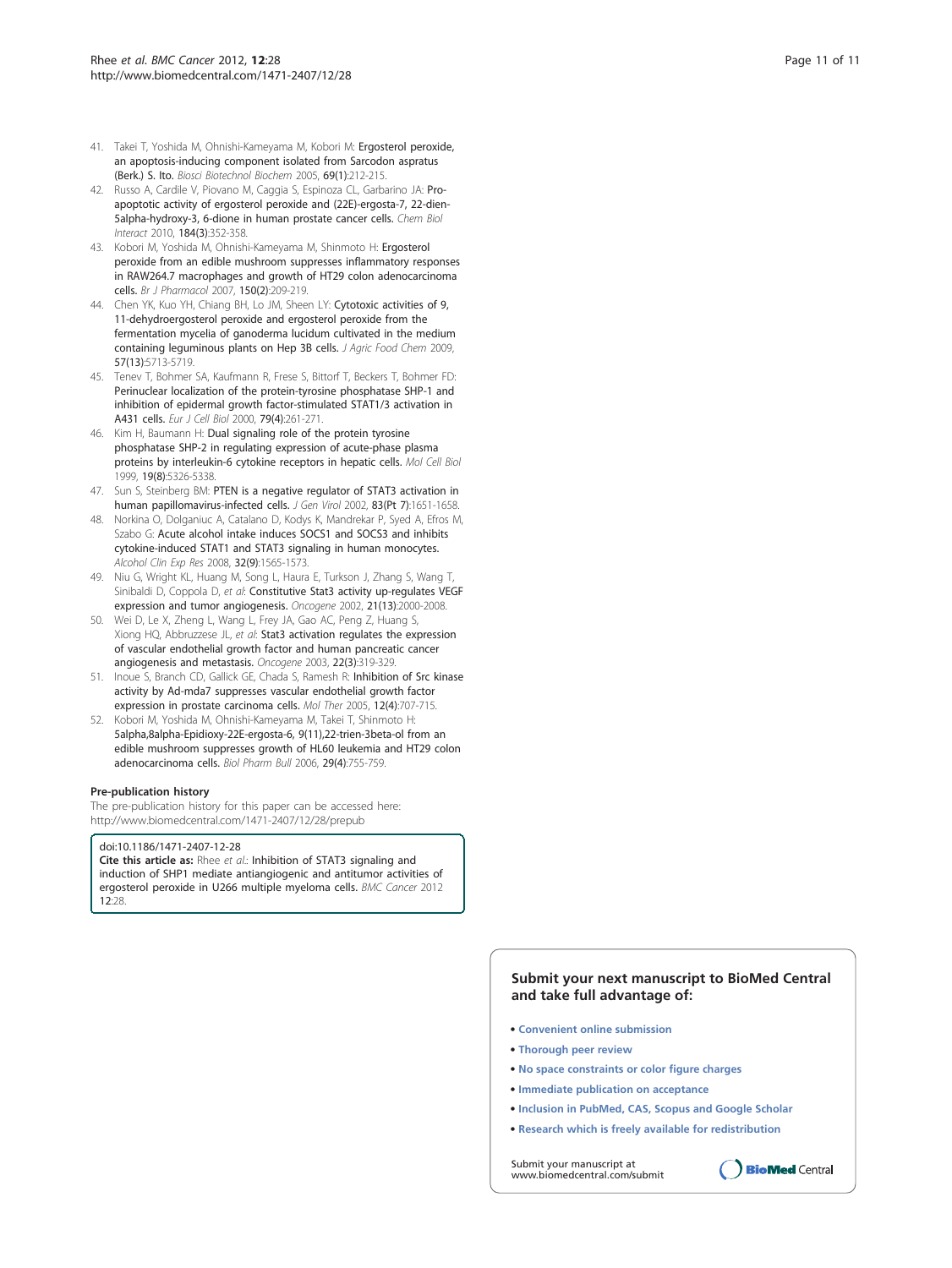41. Takei T, Yoshida M, Ohnishi-Kameyama M, Kobori M: **Ergosterol peroxide, an apoptosis-inducing component isolated from Sarcodon aspratus (Berk.) S. Ito.** *Biosci Biotechnol Biochem* 2005, **69(1)**:212-215.
42. Russo A, Cardile V, Piovano M, Caggia S, Espinoza CL, Garbarino JA: **Pro-apoptotic activity of ergosterol peroxide and (22E)-ergosta-7, 22-dien-5alpha-hydroxy-3, 6-dione in human prostate cancer cells.** *Chem Biol Interact* 2010, **184(3)**:352-358.
43. Kobori M, Yoshida M, Ohnishi-Kameyama M, Shinmoto H: **Ergosterol peroxide from an edible mushroom suppresses inflammatory responses in RAW264.7 macrophages and growth of HT29 colon adenocarcinoma cells.** *Br J Pharmacol* 2007, **150(2)**:209-219.
44. Chen YK, Kuo YH, Chiang BH, Lo JM, Sheen LY: **Cytotoxic activities of 9, 11-dehydroergosterol peroxide and ergosterol peroxide from the fermentation mycelia of ganoderma lucidum cultivated in the medium containing leguminous plants on Hep 3B cells.** *J Agric Food Chem* 2009, **57(13)**:5713-5719.
45. Tenev T, Bohmer SA, Kaufmann R, Frese S, Bittorf T, Beckers T, Bohmer FD: **Perinuclear localization of the protein-tyrosine phosphatase SHP-1 and inhibition of epidermal growth factor-stimulated STAT1/3 activation in A431 cells.** *Eur J Cell Biol* 2000, **79(4)**:261-271.
46. Kim H, Baumann H: **Dual signaling role of the protein tyrosine phosphatase SHP-2 in regulating expression of acute-phase plasma proteins by interleukin-6 cytokine receptors in hepatic cells.** *Mol Cell Biol* 1999, **19(8)**:5326-5338.
47. Sun S, Steinberg BM: **PTEN is a negative regulator of STAT3 activation in human papillomavirus-infected cells.** *J Gen Virol* 2002, **83(Pt 7)**:1651-1658.
48. Norkina O, Dolganiuc A, Catalano D, Kodys K, Mandrekar P, Syed A, Efros M, Szabo G: **Acute alcohol intake induces SOCS1 and SOCS3 and inhibits cytokine-induced STAT1 and STAT3 signaling in human monocytes.** *Alcohol Clin Exp Res* 2008, **32(9)**:1565-1573.
49. Niu G, Wright KL, Huang M, Song L, Haura E, Turkson J, Zhang S, Wang T, Sinibaldi D, Coppola D, *et al*: **Constitutive Stat3 activity up-regulates VEGF expression and tumor angiogenesis.** *Oncogene* 2002, **21(13)**:2000-2008.
50. Wei D, Le X, Zheng L, Wang L, Frey JA, Gao AC, Peng Z, Huang S, Xiong HQ, Abbruzzese JL, *et al*: **Stat3 activation regulates the expression of vascular endothelial growth factor and human pancreatic cancer angiogenesis and metastasis.** *Oncogene* 2003, **22(3)**:319-329.
51. Inoue S, Branch CD, Gallick GE, Chada S, Ramesh R: **Inhibition of Src kinase activity by Ad-mda7 suppresses vascular endothelial growth factor expression in prostate carcinoma cells.** *Mol Ther* 2005, **12(4)**:707-715.
52. Kobori M, Yoshida M, Ohnishi-Kameyama M, Takei T, Shinmoto H: **5alpha,8alpha-Epidioxy-22E-ergosta-6, 9(11),22-trien-3beta-ol from an edible mushroom suppresses growth of HL60 leukemia and HT29 colon adenocarcinoma cells.** *Biol Pharm Bull* 2006, **29(4)**:755-759.

### Pre-publication history

The pre-publication history for this paper can be accessed here:
http://www.biomedcentral.com/1471-2407/12/28/prepub

doi:10.1186/1471-2407-12-28
**Cite this article as:** Rhee *et al.*: Inhibition of STAT3 signaling and induction of SHP1 mediate antiangiogenic and antitumor activities of ergosterol peroxide in U266 multiple myeloma cells. *BMC Cancer* 2012 12:28.

**Submit your next manuscript to BioMed Central and take full advantage of:**

- Convenient online submission
- Thorough peer review
- No space constraints or color figure charges
- Immediate publication on acceptance
- Inclusion in PubMed, CAS, Scopus and Google Scholar
- Research which is freely available for redistribution

Submit your manuscript at
www.biomedcentral.com/submit

BioMed Central